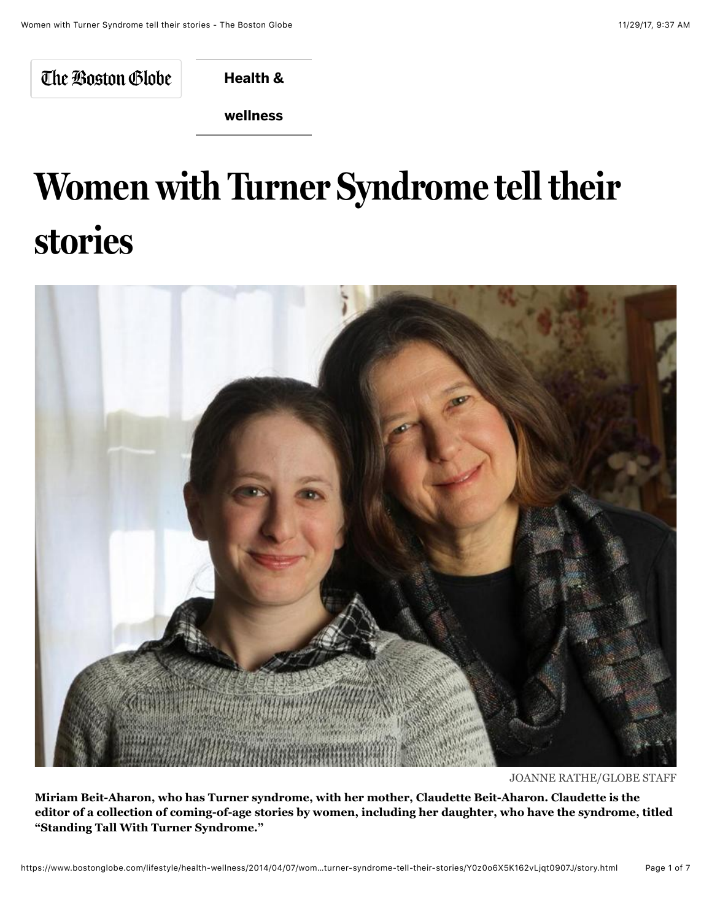The Boston Globe

**Health & wellness**

# Women with Turner Syndrome tell their stories

JOANNE RATHE/GLOBE STAFF

**Miriam Beit-Aharon, who has Turner syndrome, with her mother, Claudette Beit-Aharon. Claudette is the editor of a collection of coming-of-age stories by women, including her daughter, who have the syndrome, titled "Standing Tall With Turner Syndrome."**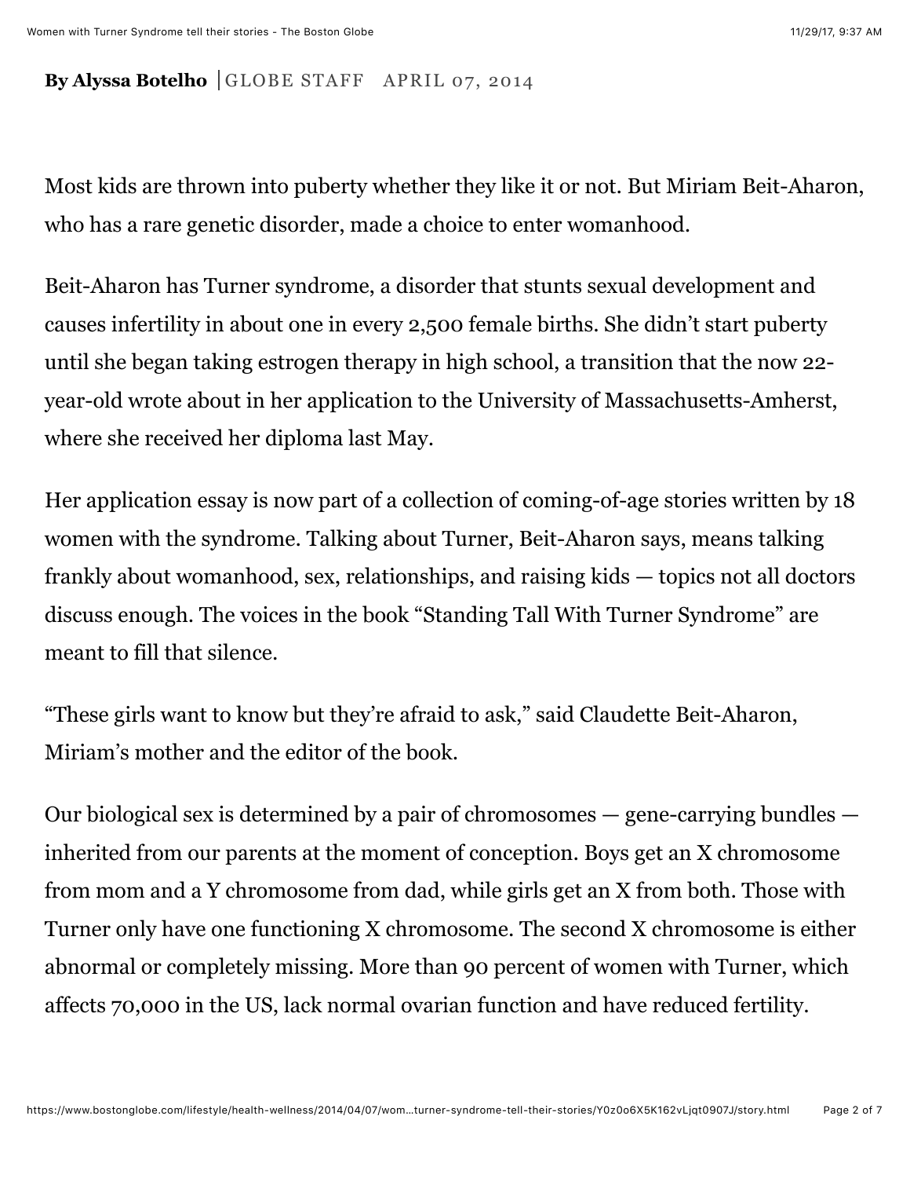**By Alyssa Botelho** | GLOBE STAFF APRIL 07, 2014

Most kids are thrown into puberty whether they like it or not. But Miriam Beit-Aharon, who has a rare genetic disorder, made a choice to enter womanhood.

Beit-Aharon has Turner syndrome, a disorder that stunts sexual development and causes infertility in about one in every 2,500 female births. She didn't start puberty until she began taking estrogen therapy in high school, a transition that the now 22-year-old wrote about in her application to the University of Massachusetts-Amherst, where she received her diploma last May.

Her application essay is now part of a collection of coming-of-age stories written by 18 women with the syndrome. Talking about Turner, Beit-Aharon says, means talking frankly about womanhood, sex, relationships, and raising kids — topics not all doctors discuss enough. The voices in the book "Standing Tall With Turner Syndrome" are meant to fill that silence.

"These girls want to know but they're afraid to ask," said Claudette Beit-Aharon, Miriam's mother and the editor of the book.

Our biological sex is determined by a pair of chromosomes — gene-carrying bundles — inherited from our parents at the moment of conception. Boys get an X chromosome from mom and a Y chromosome from dad, while girls get an X from both. Those with Turner only have one functioning X chromosome. The second X chromosome is either abnormal or completely missing. More than 90 percent of women with Turner, which affects 70,000 in the US, lack normal ovarian function and have reduced fertility.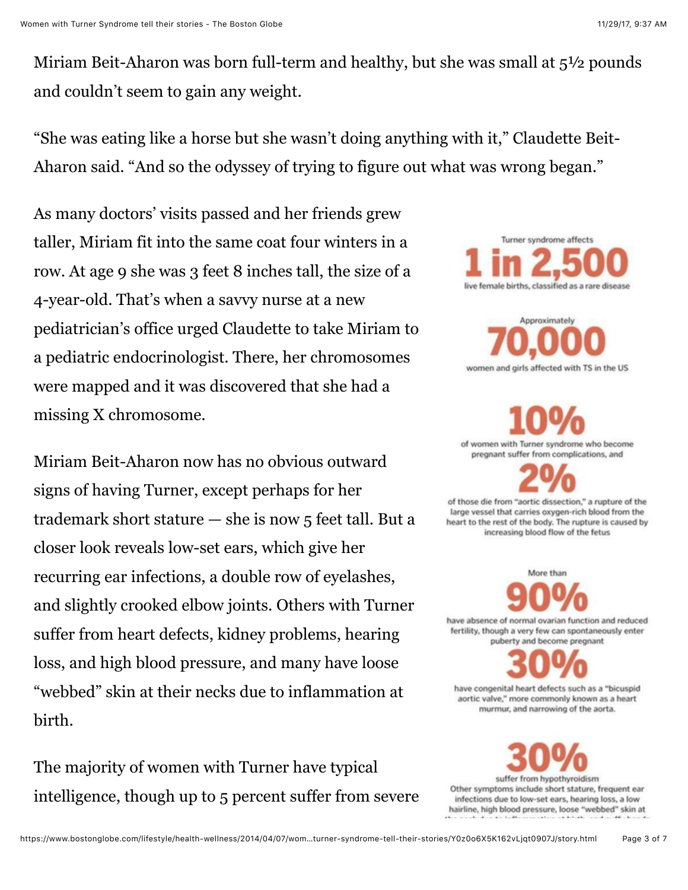Miriam Beit-Aharon was born full-term and healthy, but she was small at 5½ pounds and couldn't seem to gain any weight.

"She was eating like a horse but she wasn't doing anything with it," Claudette Beit-Aharon said. "And so the odyssey of trying to figure out what was wrong began."

As many doctors' visits passed and her friends grew taller, Miriam fit into the same coat four winters in a row. At age 9 she was 3 feet 8 inches tall, the size of a 4-year-old. That's when a savvy nurse at a new pediatrician's office urged Claudette to take Miriam to a pediatric endocrinologist. There, her chromosomes were mapped and it was discovered that she had a missing X chromosome.

Miriam Beit-Aharon now has no obvious outward signs of having Turner, except perhaps for her trademark short stature — she is now 5 feet tall. But a closer look reveals low-set ears, which give her recurring ear infections, a double row of eyelashes, and slightly crooked elbow joints. Others with Turner suffer from heart defects, kidney problems, hearing loss, and high blood pressure, and many have loose "webbed" skin at their necks due to inflammation at birth.

The majority of women with Turner have typical intelligence, though up to 5 percent suffer from severe

Turner syndrome affects **1 in 2,500** live female births, classified as a rare disease

Approximately **70,000** women and girls affected with TS in the US

**10%** of women with Turner syndrome who become pregnant suffer from complications, and

**2%** of those die from "aortic dissection," a rupture of the large vessel that carries oxygen-rich blood from the heart to the rest of the body. The rupture is caused by increasing blood flow of the fetus

More than **90%** have absence of normal ovarian function and reduced fertility, though a very few can spontaneously enter puberty and become pregnant

**30%** have congenital heart defects such as a "bicuspid aortic valve," more commonly known as a heart murmur, and narrowing of the aorta.

**30%** suffer from hypothyroidism

Other symptoms include short stature, frequent ear infections due to low-set ears, hearing loss, a low hairline, high blood pressure, loose "webbed" skin at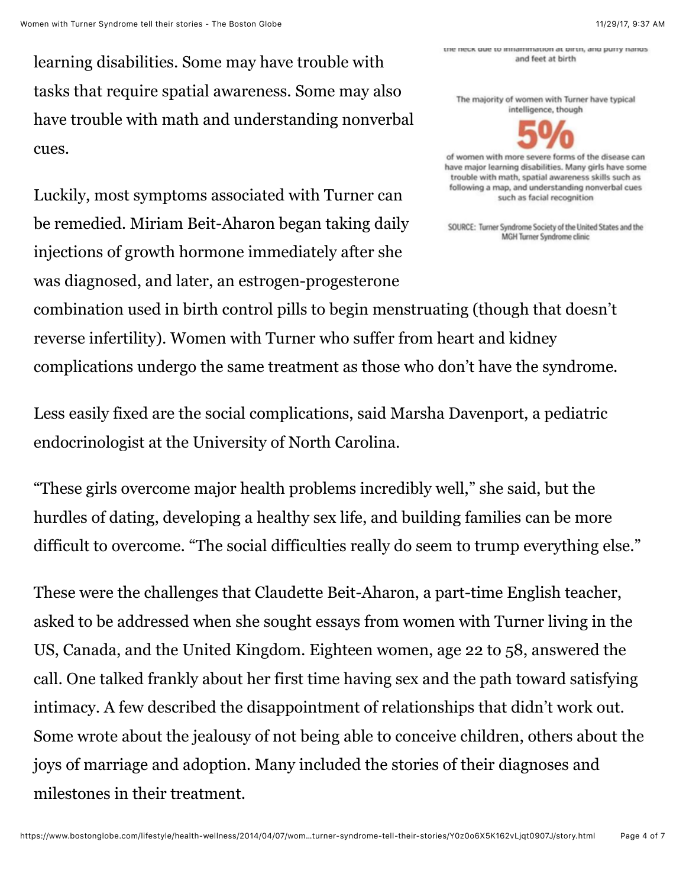learning disabilities. Some may have trouble with tasks that require spatial awareness. Some may also have trouble with math and understanding nonverbal cues.

the neck due to inflammation at birth, and puffy hands and feet at birth

The majority of women with Turner have typical intelligence, though

**5%**

of women with more severe forms of the disease can have major learning disabilities. Many girls have some trouble with math, spatial awareness skills such as following a map, and understanding nonverbal cues such as facial recognition

SOURCE: Turner Syndrome Society of the United States and the MGH Turner Syndrome clinic

Luckily, most symptoms associated with Turner can be remedied. Miriam Beit-Aharon began taking daily injections of growth hormone immediately after she was diagnosed, and later, an estrogen-progesterone combination used in birth control pills to begin menstruating (though that doesn't reverse infertility). Women with Turner who suffer from heart and kidney complications undergo the same treatment as those who don't have the syndrome.

Less easily fixed are the social complications, said Marsha Davenport, a pediatric endocrinologist at the University of North Carolina.

"These girls overcome major health problems incredibly well," she said, but the hurdles of dating, developing a healthy sex life, and building families can be more difficult to overcome. "The social difficulties really do seem to trump everything else."

These were the challenges that Claudette Beit-Aharon, a part-time English teacher, asked to be addressed when she sought essays from women with Turner living in the US, Canada, and the United Kingdom. Eighteen women, age 22 to 58, answered the call. One talked frankly about her first time having sex and the path toward satisfying intimacy. A few described the disappointment of relationships that didn't work out. Some wrote about the jealousy of not being able to conceive children, others about the joys of marriage and adoption. Many included the stories of their diagnoses and milestones in their treatment.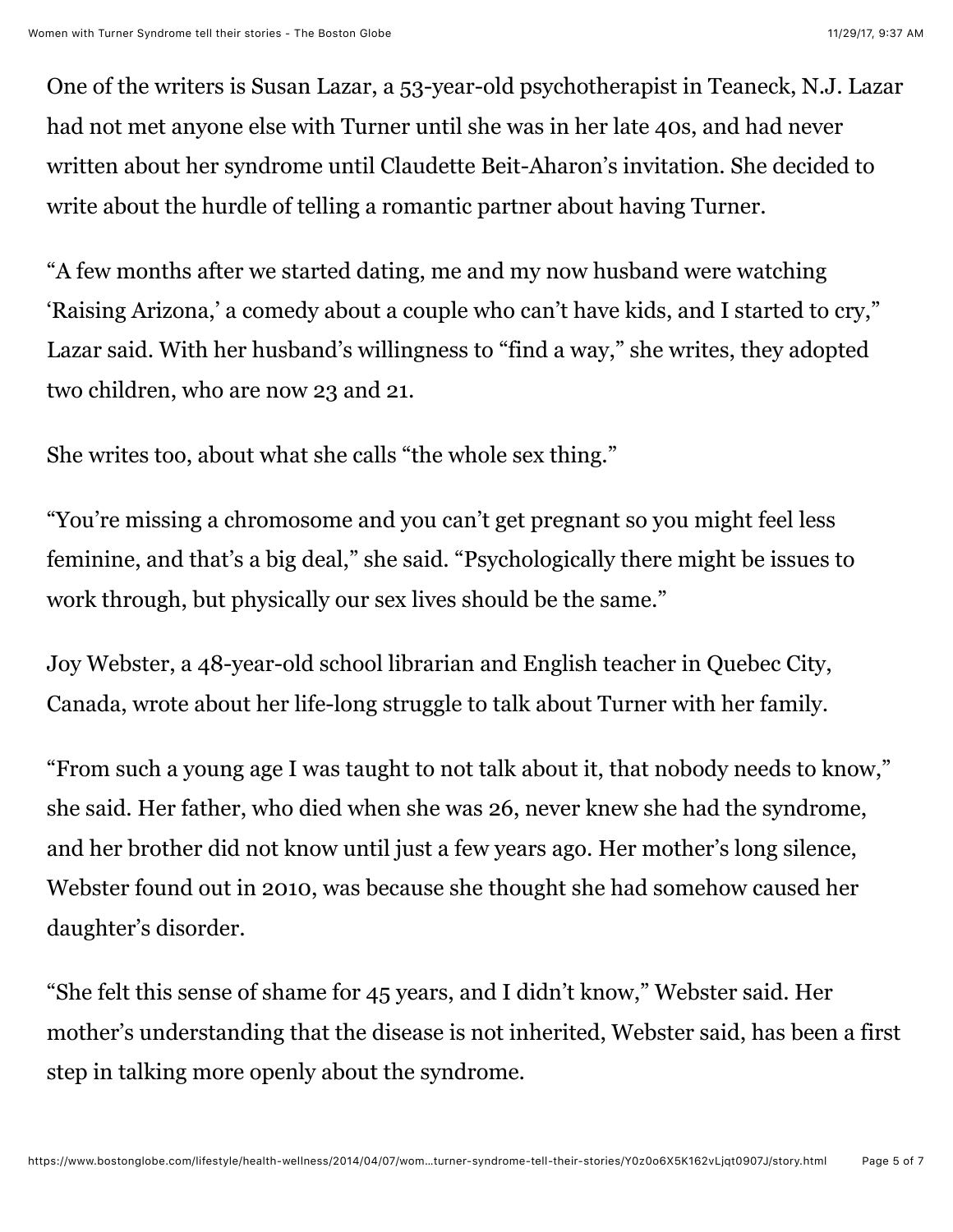One of the writers is Susan Lazar, a 53-year-old psychotherapist in Teaneck, N.J. Lazar had not met anyone else with Turner until she was in her late 40s, and had never written about her syndrome until Claudette Beit-Aharon's invitation. She decided to write about the hurdle of telling a romantic partner about having Turner.

"A few months after we started dating, me and my now husband were watching 'Raising Arizona,' a comedy about a couple who can't have kids, and I started to cry," Lazar said. With her husband's willingness to "find a way," she writes, they adopted two children, who are now 23 and 21.

She writes too, about what she calls "the whole sex thing."

"You're missing a chromosome and you can't get pregnant so you might feel less feminine, and that's a big deal," she said. "Psychologically there might be issues to work through, but physically our sex lives should be the same."

Joy Webster, a 48-year-old school librarian and English teacher in Quebec City, Canada, wrote about her life-long struggle to talk about Turner with her family.

"From such a young age I was taught to not talk about it, that nobody needs to know," she said. Her father, who died when she was 26, never knew she had the syndrome, and her brother did not know until just a few years ago. Her mother's long silence, Webster found out in 2010, was because she thought she had somehow caused her daughter's disorder.

"She felt this sense of shame for 45 years, and I didn't know," Webster said. Her mother's understanding that the disease is not inherited, Webster said, has been a first step in talking more openly about the syndrome.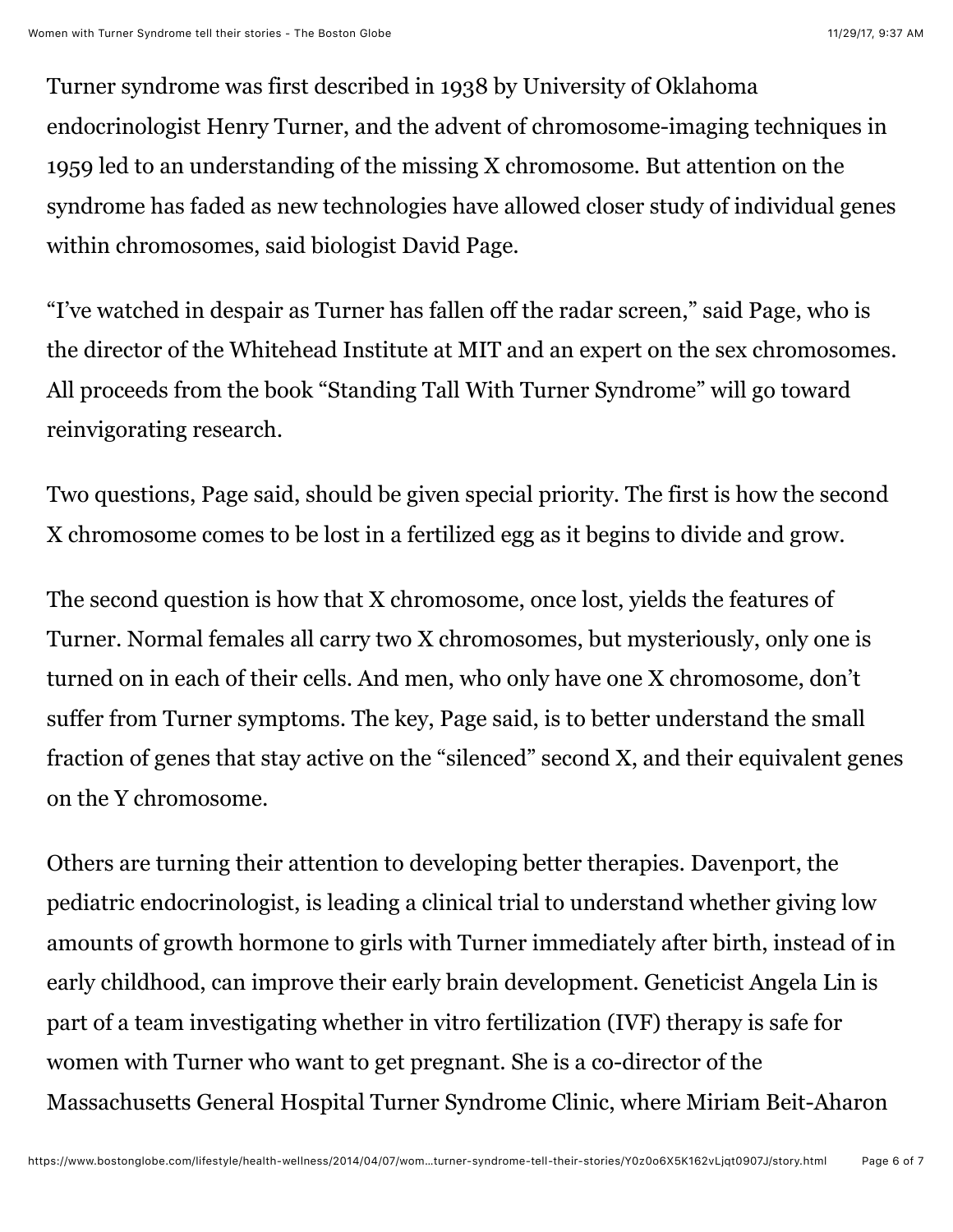Turner syndrome was first described in 1938 by University of Oklahoma endocrinologist Henry Turner, and the advent of chromosome-imaging techniques in 1959 led to an understanding of the missing X chromosome. But attention on the syndrome has faded as new technologies have allowed closer study of individual genes within chromosomes, said biologist David Page.

"I've watched in despair as Turner has fallen off the radar screen," said Page, who is the director of the Whitehead Institute at MIT and an expert on the sex chromosomes. All proceeds from the book "Standing Tall With Turner Syndrome" will go toward reinvigorating research.

Two questions, Page said, should be given special priority. The first is how the second X chromosome comes to be lost in a fertilized egg as it begins to divide and grow.

The second question is how that X chromosome, once lost, yields the features of Turner. Normal females all carry two X chromosomes, but mysteriously, only one is turned on in each of their cells. And men, who only have one X chromosome, don't suffer from Turner symptoms. The key, Page said, is to better understand the small fraction of genes that stay active on the "silenced" second X, and their equivalent genes on the Y chromosome.

Others are turning their attention to developing better therapies. Davenport, the pediatric endocrinologist, is leading a clinical trial to understand whether giving low amounts of growth hormone to girls with Turner immediately after birth, instead of in early childhood, can improve their early brain development. Geneticist Angela Lin is part of a team investigating whether in vitro fertilization (IVF) therapy is safe for women with Turner who want to get pregnant. She is a co-director of the Massachusetts General Hospital Turner Syndrome Clinic, where Miriam Beit-Aharon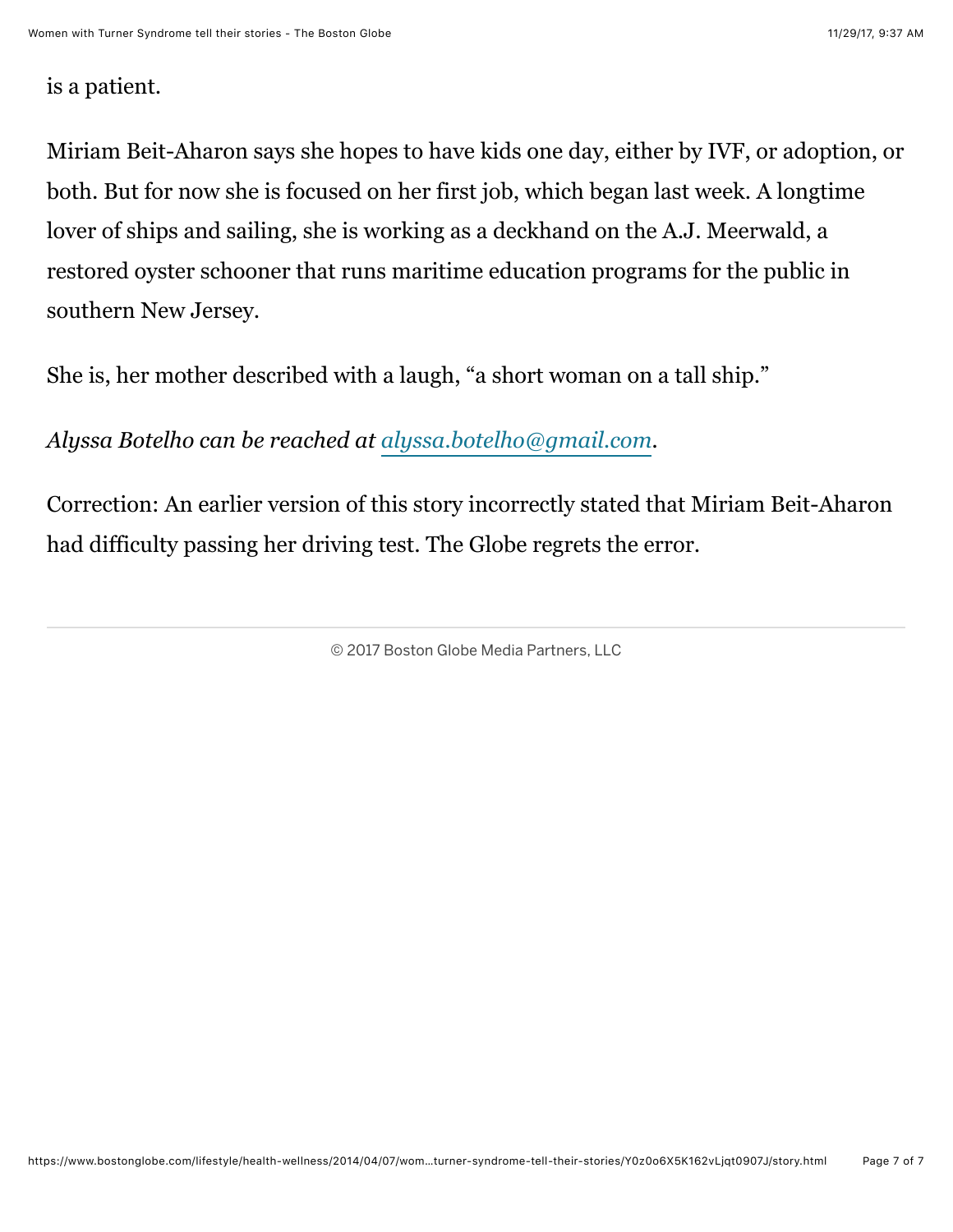is a patient.

Miriam Beit-Aharon says she hopes to have kids one day, either by IVF, or adoption, or both. But for now she is focused on her first job, which began last week. A longtime lover of ships and sailing, she is working as a deckhand on the A.J. Meerwald, a restored oyster schooner that runs maritime education programs for the public in southern New Jersey.

She is, her mother described with a laugh, "a short woman on a tall ship."

*Alyssa Botelho can be reached at alyssa.botelho@gmail.com.*

Correction: An earlier version of this story incorrectly stated that Miriam Beit-Aharon had difficulty passing her driving test. The Globe regrets the error.

© 2017 Boston Globe Media Partners, LLC